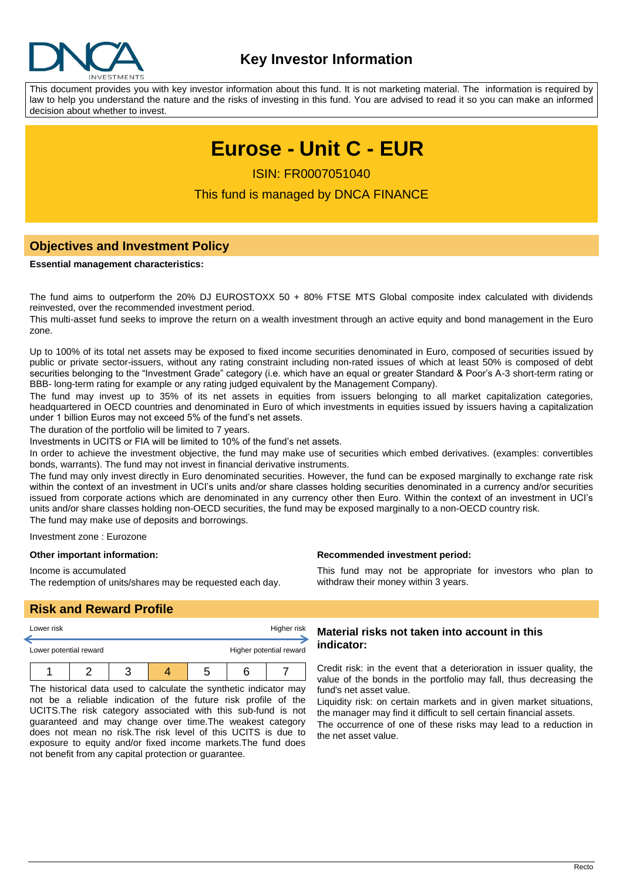# Key Investor Information

This document provides you with key investor information about this fund. It is not marketing material. The information is required by law to help you understand the nature and the risks of investing in this fund. You are advised to read it so you can make an informed decision about whether to invest.

# Eurose - Unit C - EUR

ISIN: FR0007051040

This fund is managed by DNCA FINANCE

## Objectives and Investment Policy

**Essential management characteristics:**

The fund aims to outperform the 20% DJ EUROSTOXX 50 + 80% FTSE MTS Global composite index calculated with dividends reinvested, over the recommended investment period.

This multi-asset fund seeks to improve the return on a wealth investment through an active equity and bond management in the Euro zone.

Up to 100% of its total net assets may be exposed to fixed income securities denominated in Euro, composed of securities issued by public or private sector-issuers, without any rating constraint including non-rated issues of which at least 50% is composed of debt securities belonging to the "Investment Grade" category (i.e. which have an equal or greater Standard & Poor's A-3 short-term rating or BBB- long-term rating for example or any rating judged equivalent by the Management Company).

The fund may invest up to 35% of its net assets in equities from issuers belonging to all market capitalization categories, headquartered in OECD countries and denominated in Euro of which investments in equities issued by issuers having a capitalization under 1 billion Euros may not exceed 5% of the fund's net assets.

The duration of the portfolio will be limited to 7 years.

Investments in UCITS or FIA will be limited to 10% of the fund's net assets.

In order to achieve the investment objective, the fund may make use of securities which embed derivatives. (examples: convertibles bonds, warrants). The fund may not invest in financial derivative instruments.

The fund may only invest directly in Euro denominated securities. However, the fund can be exposed marginally to exchange rate risk within the context of an investment in UCI's units and/or share classes holding securities denominated in a currency and/or securities issued from corporate actions which are denominated in any currency other then Euro. Within the context of an investment in UCI's units and/or share classes holding non-OECD securities, the fund may be exposed marginally to a non-OECD country risk.

The fund may make use of deposits and borrowings.

Investment zone : Eurozone

**Other important information:**

Income is accumulated

The redemption of units/shares may be requested each day.

**Recommended investment period:**

This fund may not be appropriate for investors who plan to withdraw their money within 3 years.

## Risk and Reward Profile

Lower risk — Higher risk

Lower potential reward — Higher potential reward

| 1 | 2 | 3 | **4** | 5 | 6 | 7 |
|---|---|---|---|---|---|---|

The historical data used to calculate the synthetic indicator may not be a reliable indication of the future risk profile of the UCITS.The risk category associated with this sub-fund is not guaranteed and may change over time.The weakest category does not mean no risk.The risk level of this UCITS is due to exposure to equity and/or fixed income markets.The fund does not benefit from any capital protection or guarantee.

### Material risks not taken into account in this indicator:

Credit risk: in the event that a deterioration in issuer quality, the value of the bonds in the portfolio may fall, thus decreasing the fund's net asset value.

Liquidity risk: on certain markets and in given market situations, the manager may find it difficult to sell certain financial assets.

The occurrence of one of these risks may lead to a reduction in the net asset value.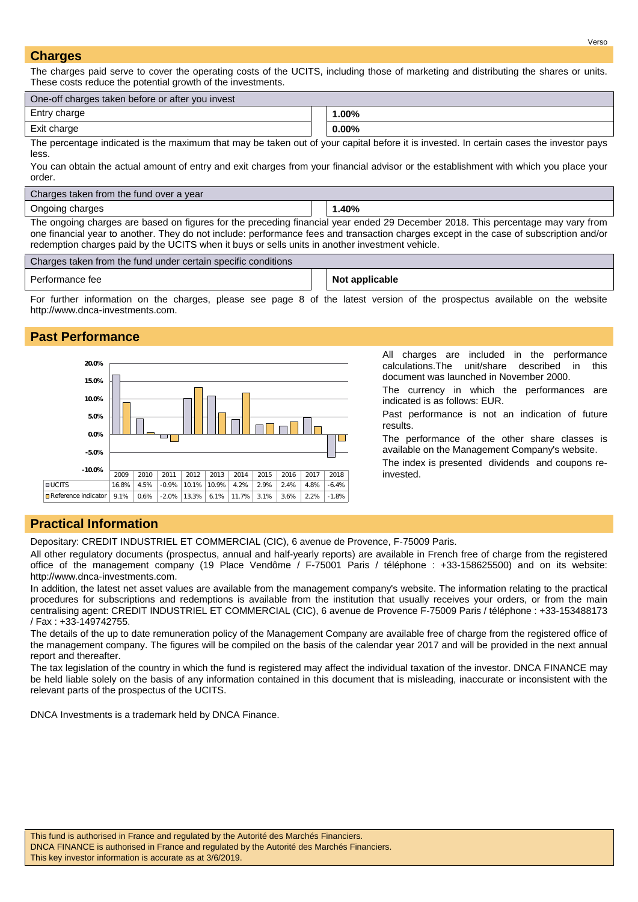## Charges

The charges paid serve to cover the operating costs of the UCITS, including those of marketing and distributing the shares or units. These costs reduce the potential growth of the investments.

| One-off charges taken before or after you invest | |
|---|---|
| Entry charge | **1.00%** |
| Exit charge | **0.00%** |

The percentage indicated is the maximum that may be taken out of your capital before it is invested. In certain cases the investor pays less.

You can obtain the actual amount of entry and exit charges from your financial advisor or the establishment with which you place your order.

| Charges taken from the fund over a year | |
|---|---|
| Ongoing charges | **1.40%** |

The ongoing charges are based on figures for the preceding financial year ended 29 December 2018. This percentage may vary from one financial year to another. They do not include: performance fees and transaction charges except in the case of subscription and/or redemption charges paid by the UCITS when it buys or sells units in another investment vehicle.

| Charges taken from the fund under certain specific conditions | |
|---|---|
| Performance fee | **Not applicable** |

For further information on the charges, please see page 8 of the latest version of the prospectus available on the website http://www.dnca-investments.com.

## Past Performance

20.0%
15.0%
10.0%
5.0%
0.0%
-5.0%
-10.0%

2009 2010 2011 2012 2013 2014 2015 2016 2017 2018

UCITS: 16.8% 4.5% -0.9% 10.1% 10.9% 4.2% 2.9% 2.4% 4.8% -6.4%

Reference indicator: 9.1% 0.6% -2.0% 13.3% 6.1% 11.7% 3.1% 3.6% 2.2% -1.8%

All charges are included in the performance calculations.The unit/share described in this document was launched in November 2000.

The currency in which the performances are indicated is as follows: EUR.

Past performance is not an indication of future results.

The performance of the other share classes is available on the Management Company's website.

The index is presented dividends and coupons re-invested.

## Practical Information

Depositary: CREDIT INDUSTRIEL ET COMMERCIAL (CIC), 6 avenue de Provence, F-75009 Paris.

All other regulatory documents (prospectus, annual and half-yearly reports) are available in French free of charge from the registered office of the management company (19 Place Vendôme / F-75001 Paris / téléphone : +33-158625500) and on its website: http://www.dnca-investments.com.

In addition, the latest net asset values are available from the management company's website. The information relating to the practical procedures for subscriptions and redemptions is available from the institution that usually receives your orders, or from the main centralising agent: CREDIT INDUSTRIEL ET COMMERCIAL (CIC), 6 avenue de Provence F-75009 Paris / téléphone : +33-153488173 / Fax : +33-149742755.

The details of the up to date remuneration policy of the Management Company are available free of charge from the registered office of the management company. The figures will be compiled on the basis of the calendar year 2017 and will be provided in the next annual report and thereafter.

The tax legislation of the country in which the fund is registered may affect the individual taxation of the investor. DNCA FINANCE may be held liable solely on the basis of any information contained in this document that is misleading, inaccurate or inconsistent with the relevant parts of the prospectus of the UCITS.

DNCA Investments is a trademark held by DNCA Finance.

This fund is authorised in France and regulated by the Autorité des Marchés Financiers.
DNCA FINANCE is authorised in France and regulated by the Autorité des Marchés Financiers.
This key investor information is accurate as at 3/6/2019.